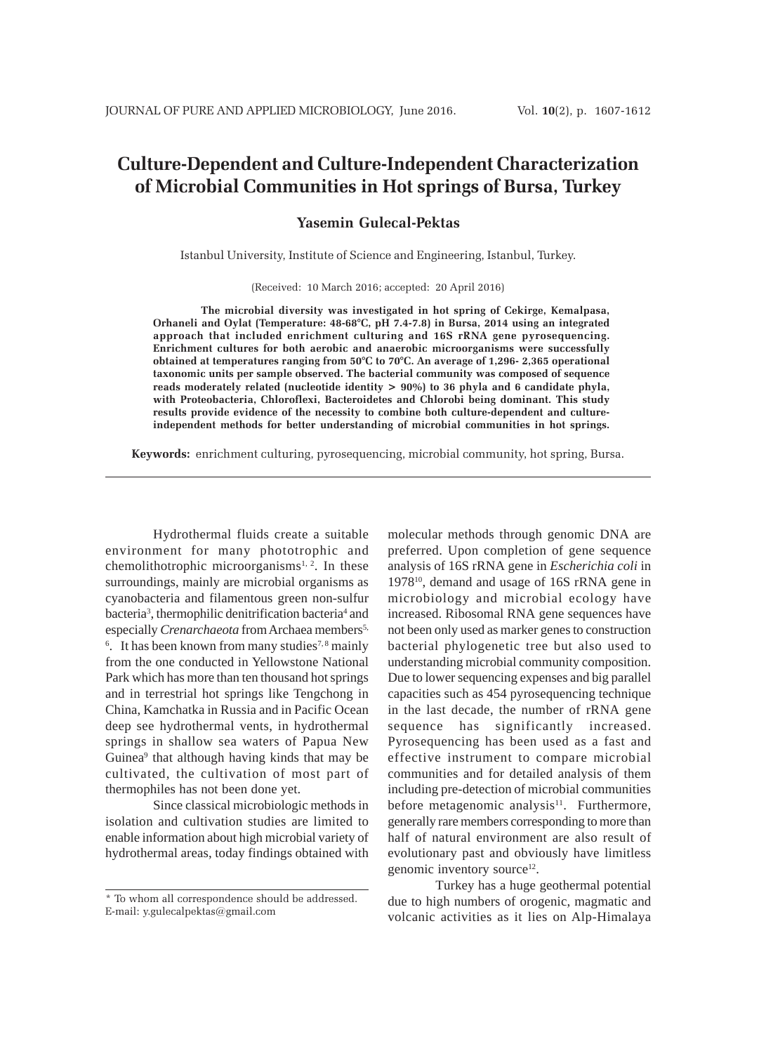# Culture-Dependent and Culture-Independent Characterization of Microbial Communities in Hot springs of Bursa, Turkey

**Yasemin Gulecal-Pektas**

Istanbul University, Institute of Science and Engineering, Istanbul, Turkey.

(Received: 10 March 2016; accepted: 20 April 2016)

**The microbial diversity was investigated in hot spring of Cekirge, Kemalpasa, Orhaneli and Oylat (Temperature: 48-68°C, pH 7.4-7.8) in Bursa, 2014 using an integrated approach that included enrichment culturing and 16S rRNA gene pyrosequencing. Enrichment cultures for both aerobic and anaerobic microorganisms were successfully obtained at temperatures ranging from 50°C to 70°C. An average of 1,296- 2,365 operational taxonomic units per sample observed. The bacterial community was composed of sequence reads moderately related (nucleotide identity > 90%) to 36 phyla and 6 candidate phyla, with Proteobacteria, Chloroflexi, Bacteroidetes and Chlorobi being dominant. This study results provide evidence of the necessity to combine both culture-dependent and culture-independent methods for better understanding of microbial communities in hot springs.**

**Keywords:** enrichment culturing, pyrosequencing, microbial community, hot spring, Bursa.

---

Hydrothermal fluids create a suitable environment for many phototrophic and chemolithotrophic microorganisms[1, 2]. In these surroundings, mainly are microbial organisms as cyanobacteria and filamentous green non-sulfur bacteria[3], thermophilic denitrification bacteria[4] and especially *Crenarchaeota* from Archaea members[5, 6]. It has been known from many studies[7, 8] mainly from the one conducted in Yellowstone National Park which has more than ten thousand hot springs and in terrestrial hot springs like Tengchong in China, Kamchatka in Russia and in Pacific Ocean deep see hydrothermal vents, in hydrothermal springs in shallow sea waters of Papua New Guinea[9] that although having kinds that may be cultivated, the cultivation of most part of thermophiles has not been done yet.

Since classical microbiologic methods in isolation and cultivation studies are limited to enable information about high microbial variety of hydrothermal areas, today findings obtained with molecular methods through genomic DNA are preferred. Upon completion of gene sequence analysis of 16S rRNA gene in *Escherichia coli* in 1978[10], demand and usage of 16S rRNA gene in microbiology and microbial ecology have increased. Ribosomal RNA gene sequences have not been only used as marker genes to construction bacterial phylogenetic tree but also used to understanding microbial community composition. Due to lower sequencing expenses and big parallel capacities such as 454 pyrosequencing technique in the last decade, the number of rRNA gene sequence has significantly increased. Pyrosequencing has been used as a fast and effective instrument to compare microbial communities and for detailed analysis of them including pre-detection of microbial communities before metagenomic analysis[11]. Furthermore, generally rare members corresponding to more than half of natural environment are also result of evolutionary past and obviously have limitless genomic inventory source[12].

Turkey has a huge geothermal potential due to high numbers of orogenic, magmatic and volcanic activities as it lies on Alp-Himalaya

---

* To whom all correspondence should be addressed.
E-mail: y.gulecalpektas@gmail.com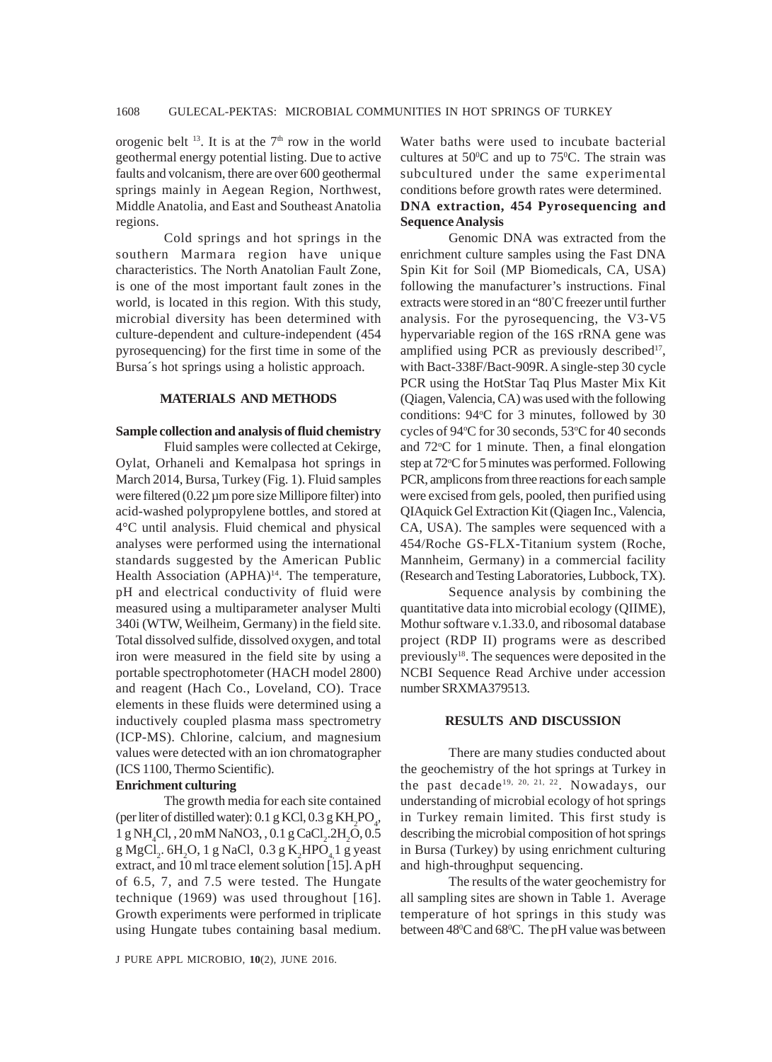orogenic belt [13]. It is at the $7^{th}$ row in the world geothermal energy potential listing. Due to active faults and volcanism, there are over 600 geothermal springs mainly in Aegean Region, Northwest, Middle Anatolia, and East and Southeast Anatolia regions.

Cold springs and hot springs in the southern Marmara region have unique characteristics. The North Anatolian Fault Zone, is one of the most important fault zones in the world, is located in this region. With this study, microbial diversity has been determined with culture-dependent and culture-independent (454 pyrosequencing) for the first time in some of the Bursa´s hot springs using a holistic approach.

## MATERIALS AND METHODS

### Sample collection and analysis of fluid chemistry

Fluid samples were collected at Cekirge, Oylat, Orhaneli and Kemalpasa hot springs in March 2014, Bursa, Turkey (Fig. 1). Fluid samples were filtered (0.22 µm pore size Millipore filter) into acid-washed polypropylene bottles, and stored at 4°C until analysis. Fluid chemical and physical analyses were performed using the international standards suggested by the American Public Health Association (APHA)[14]. The temperature, pH and electrical conductivity of fluid were measured using a multiparameter analyser Multi 340i (WTW, Weilheim, Germany) in the field site. Total dissolved sulfide, dissolved oxygen, and total iron were measured in the field site by using a portable spectrophotometer (HACH model 2800) and reagent (Hach Co., Loveland, CO). Trace elements in these fluids were determined using a inductively coupled plasma mass spectrometry (ICP-MS). Chlorine, calcium, and magnesium values were detected with an ion chromatographer (ICS 1100, Thermo Scientific).

### Enrichment culturing

The growth media for each site contained (per liter of distilled water): 0.1 g KCl, 0.3 g $KH_2PO_4$, 1 g $NH_4Cl$, , 20 mM NaNO3, , 0.1 g $CaCl_2.2H_2O$, 0.5 g $MgCl_2$. $6H_2O$, 1 g NaCl, 0.3 g $K_2HPO_4$, 1 g yeast extract, and 10 ml trace element solution [15]. A pH of 6.5, 7, and 7.5 were tested. The Hungate technique (1969) was used throughout [16]. Growth experiments were performed in triplicate using Hungate tubes containing basal medium. Water baths were used to incubate bacterial cultures at $50^0$C and up to $75^0$C. The strain was subcultured under the same experimental conditions before growth rates were determined.

### DNA extraction, 454 Pyrosequencing and Sequence Analysis

Genomic DNA was extracted from the enrichment culture samples using the Fast DNA Spin Kit for Soil (MP Biomedicals, CA, USA) following the manufacturer's instructions. Final extracts were stored in an "80°C freezer until further analysis. For the pyrosequencing, the V3-V5 hypervariable region of the 16S rRNA gene was amplified using PCR as previously described[17], with Bact-338F/Bact-909R. A single-step 30 cycle PCR using the HotStar Taq Plus Master Mix Kit (Qiagen, Valencia, CA) was used with the following conditions: 94°C for 3 minutes, followed by 30 cycles of 94°C for 30 seconds, 53°C for 40 seconds and 72°C for 1 minute. Then, a final elongation step at 72°C for 5 minutes was performed. Following PCR, amplicons from three reactions for each sample were excised from gels, pooled, then purified using QIAquick Gel Extraction Kit (Qiagen Inc., Valencia, CA, USA). The samples were sequenced with a 454/Roche GS-FLX-Titanium system (Roche, Mannheim, Germany) in a commercial facility (Research and Testing Laboratories, Lubbock, TX).

Sequence analysis by combining the quantitative data into microbial ecology (QIIME), Mothur software v.1.33.0, and ribosomal database project (RDP II) programs were as described previously[18]. The sequences were deposited in the NCBI Sequence Read Archive under accession number SRXMA379513.

## RESULTS AND DISCUSSION

There are many studies conducted about the geochemistry of the hot springs at Turkey in the past decade[19, 20, 21, 22]. Nowadays, our understanding of microbial ecology of hot springs in Turkey remain limited. This first study is describing the microbial composition of hot springs in Bursa (Turkey) by using enrichment culturing and high-throughput sequencing.

The results of the water geochemistry for all sampling sites are shown in Table 1. Average temperature of hot springs in this study was between $48^0$C and $68^0$C. The pH value was between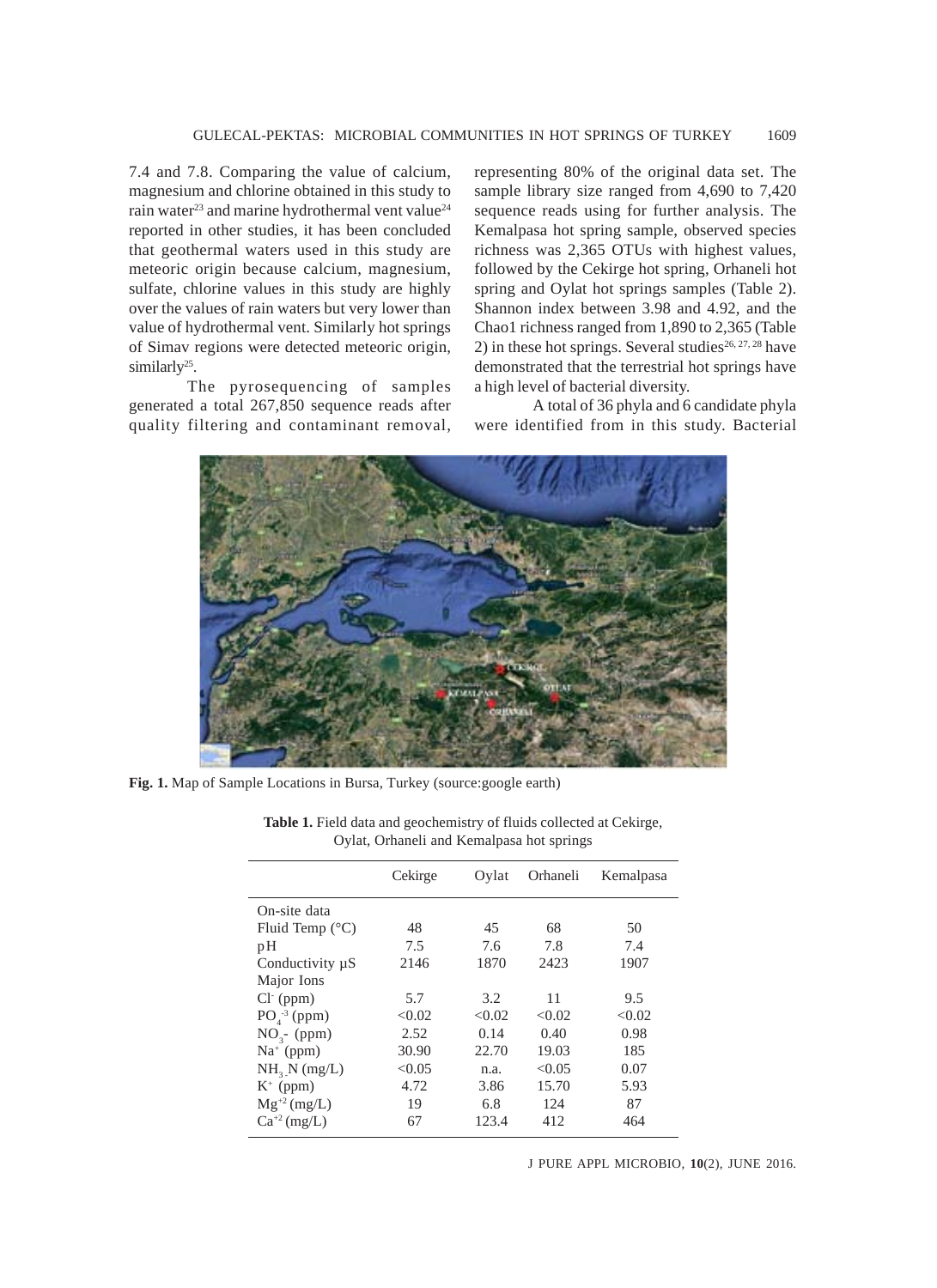7.4 and 7.8. Comparing the value of calcium, magnesium and chlorine obtained in this study to rain water[23] and marine hydrothermal vent value[24] reported in other studies, it has been concluded that geothermal waters used in this study are meteoric origin because calcium, magnesium, sulfate, chlorine values in this study are highly over the values of rain waters but very lower than value of hydrothermal vent. Similarly hot springs of Simav regions were detected meteoric origin, similarly[25].

The pyrosequencing of samples generated a total 267,850 sequence reads after quality filtering and contaminant removal, representing 80% of the original data set. The sample library size ranged from 4,690 to 7,420 sequence reads using for further analysis. The Kemalpasa hot spring sample, observed species richness was 2,365 OTUs with highest values, followed by the Cekirge hot spring, Orhaneli hot spring and Oylat hot springs samples (Table 2). Shannon index between 3.98 and 4.92, and the Chao1 richness ranged from 1,890 to 2,365 (Table 2) in these hot springs. Several studies[26, 27, 28] have demonstrated that the terrestrial hot springs have a high level of bacterial diversity.

A total of 36 phyla and 6 candidate phyla were identified from in this study. Bacterial

**Fig. 1.** Map of Sample Locations in Bursa, Turkey (source:google earth)

**Table 1.** Field data and geochemistry of fluids collected at Cekirge, Oylat, Orhaneli and Kemalpasa hot springs

| | Cekirge | Oylat | Orhaneli | Kemalpasa |
|---|---|---|---|---|
| On-site data | | | | |
| Fluid Temp (°C) | 48 | 45 | 68 | 50 |
| pH | 7.5 | 7.6 | 7.8 | 7.4 |
| Conductivity µS | 2146 | 1870 | 2423 | 1907 |
| Major Ions | | | | |
| $Cl^-$ (ppm) | 5.7 | 3.2 | 11 | 9.5 |
| $PO_4^{-3}$ (ppm) | <0.02 | <0.02 | <0.02 | <0.02 |
| $NO_3^-$ (ppm) | 2.52 | 0.14 | 0.40 | 0.98 |
| $Na^+$ (ppm) | 30.90 | 22.70 | 19.03 | 185 |
| $NH_3$-N (mg/L) | <0.05 | n.a. | <0.05 | 0.07 |
| $K^+$ (ppm) | 4.72 | 3.86 | 15.70 | 5.93 |
| $Mg^{+2}$ (mg/L) | 19 | 6.8 | 124 | 87 |
| $Ca^{+2}$ (mg/L) | 67 | 123.4 | 412 | 464 |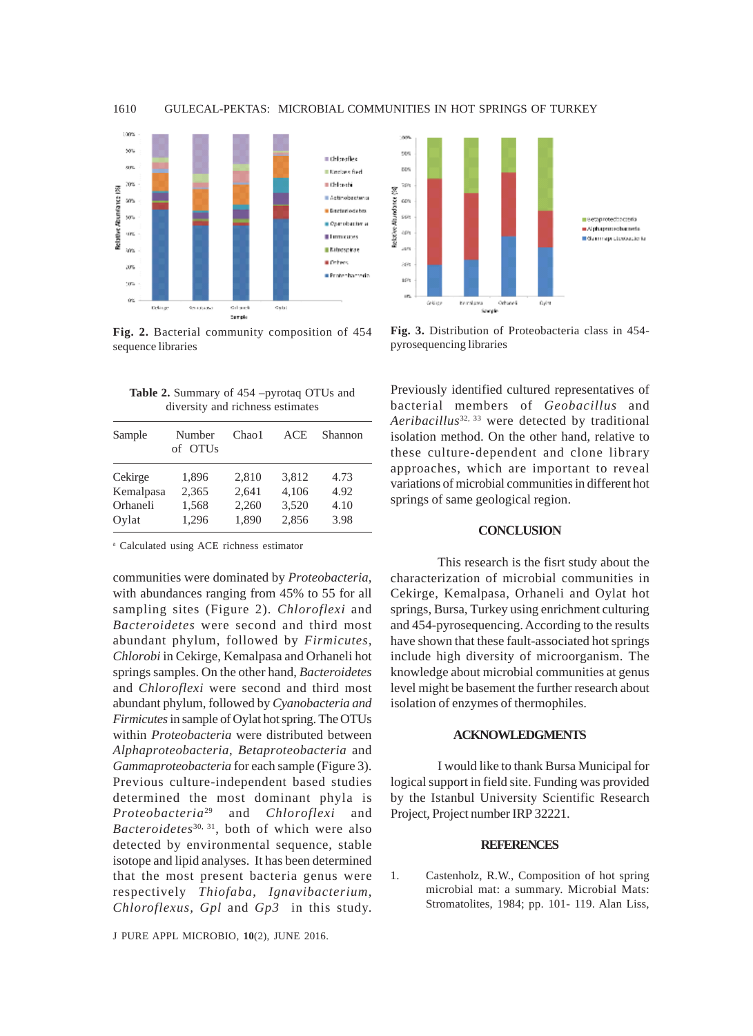Fig. 2. Bacterial community composition of 454 sequence libraries

Fig. 3. Distribution of Proteobacteria class in 454-pyrosequencing libraries

**Table 2.** Summary of 454 –pyrotaq OTUs and diversity and richness estimates

| Sample | Number of OTUs | Chao1 | ACE | Shannon |
|---|---|---|---|---|
| Cekirge | 1,896 | 2,810 | 3,812 | 4.73 |
| Kemalpasa | 2,365 | 2,641 | 4,106 | 4.92 |
| Orhaneli | 1,568 | 2,260 | 3,520 | 4.10 |
| Oylat | 1,296 | 1,890 | 2,856 | 3.98 |

[a] Calculated using ACE richness estimator

communities were dominated by *Proteobacteria*, with abundances ranging from 45% to 55 for all sampling sites (Figure 2). *Chloroflexi* and *Bacteroidetes* were second and third most abundant phylum, followed by *Firmicutes*, *Chlorobi* in Cekirge, Kemalpasa and Orhaneli hot springs samples. On the other hand, *Bacteroidetes* and *Chloroflexi* were second and third most abundant phylum, followed by *Cyanobacteria and Firmicutes* in sample of Oylat hot spring. The OTUs within *Proteobacteria* were distributed between *Alphaproteobacteria*, *Betaproteobacteria* and *Gammaproteobacteria* for each sample (Figure 3). Previous culture-independent based studies determined the most dominant phyla is *Proteobacteria*[29] and *Chloroflexi* and *Bacteroidetes*[30, 31], both of which were also detected by environmental sequence, stable isotope and lipid analyses. It has been determined that the most present bacteria genus were respectively *Thiofaba*, *Ignavibacterium*, *Chloroflexus*, *Gpl* and *Gp3* in this study. Previously identified cultured representatives of bacterial members of *Geobacillus* and *Aeribacillus*[32, 33] were detected by traditional isolation method. On the other hand, relative to these culture-dependent and clone library approaches, which are important to reveal variations of microbial communities in different hot springs of same geological region.

## CONCLUSION

This research is the fisrt study about the characterization of microbial communities in Cekirge, Kemalpasa, Orhaneli and Oylat hot springs, Bursa, Turkey using enrichment culturing and 454-pyrosequencing. According to the results have shown that these fault-associated hot springs include high diversity of microorganism. The knowledge about microbial communities at genus level might be basement the further research about isolation of enzymes of thermophiles.

## ACKNOWLEDGMENTS

I would like to thank Bursa Municipal for logical support in field site. Funding was provided by the Istanbul University Scientific Research Project, Project number IRP 32221.

## REFERENCES

1. Castenholz, R.W., Composition of hot spring microbial mat: a summary. Microbial Mats: Stromatolites, 1984; pp. 101- 119. Alan Liss,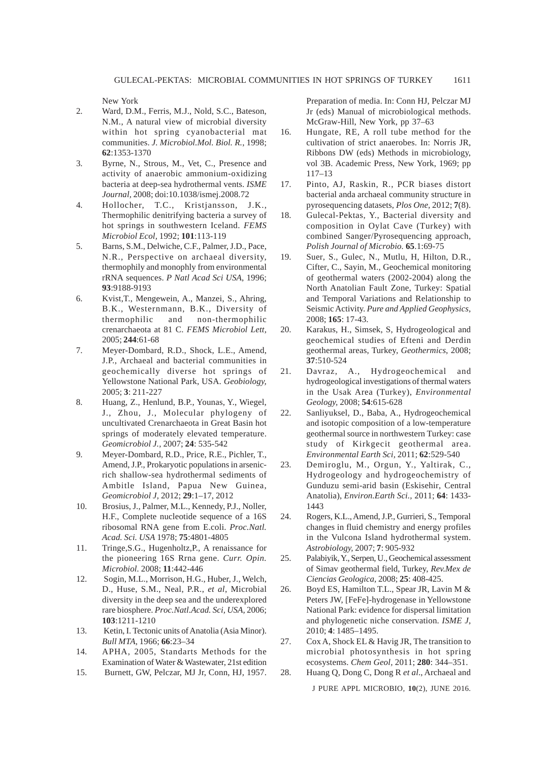New York

2. Ward, D.M., Ferris, M.J., Nold, S.C., Bateson, N.M., A natural view of microbial diversity within hot spring cyanobacterial mat communities. *J. Microbiol.Mol. Biol. R.*, 1998; **62**:1353-1370
3. Byrne, N., Strous, M., Vet, C., Presence and activity of anaerobic ammonium-oxidizing bacteria at deep-sea hydrothermal vents. *ISME Journal,* 2008; doi:10.1038/ismej.2008.72
4. Hollocher, T.C., Kristjansson, J.K., Thermophilic denitrifying bacteria a survey of hot springs in southwestern Iceland. *FEMS Microbiol Ecol*, 1992; **101**:113-119
5. Barns, S.M., Delwiche, C.F., Palmer, J.D., Pace, N.R., Perspective on archaeal diversity, thermophily and monophly from environmental rRNA sequences. *P Natl Acad Sci USA*, 1996; **93**:9188-9193
6. Kvist,T., Mengewein, A., Manzei, S., Ahring, B.K., Westernmann, B.K., Diversity of thermophilic and non-thermophilic crenarchaeota at 81 C. *FEMS Microbiol Lett,* 2005; **244**:61-68
7. Meyer-Dombard, R.D., Shock, L.E., Amend, J.P., Archaeal and bacterial communities in geochemically diverse hot springs of Yellowstone National Park, USA. *Geobiology,* 2005; **3**: 211-227
8. Huang, Z., Henlund, B.P., Younas, Y., Wiegel, J., Zhou, J., Molecular phylogeny of uncultivated Crenarchaeota in Great Basin hot springs of moderately elevated temperature. *Geomicrobiol J.*, 2007; **24**: 535-542
9. Meyer-Dombard, R.D., Price, R.E., Pichler, T., Amend, J.P., Prokaryotic populations in arsenic-rich shallow-sea hydrothermal sediments of Ambitle Island, Papua New Guinea, *Geomicrobiol J*, 2012; **29**:1–17, 2012
10. Brosius, J., Palmer, M.L., Kennedy, P.J., Noller, H.F., Complete nucleotide sequence of a 16S ribosomal RNA gene from E.coli. *Proc.Natl. Acad. Sci. USA* 1978; **75**:4801-4805
11. Tringe,S.G., Hugenholtz,P., A renaissance for the pioneering 16S Rrna gene. *Curr. Opin. Microbiol.* 2008; **11**:442-446
12. Sogin, M.L., Morrison, H.G., Huber, J., Welch, D., Huse, S.M., Neal, P.R., *et al*, Microbial diversity in the deep sea and the underexplored rare biosphere. *Proc.Natl.Acad. Sci, USA,* 2006; **103**:1211-1210
13. Ketin, I. Tectonic units of Anatolia (Asia Minor). *Bull MTA*, 1966; **66**:23–34
14. APHA, 2005, Standarts Methods for the Examination of Water & Wastewater, 21st edition
15. Burnett, GW, Pelczar, MJ Jr, Conn, HJ, 1957. Preparation of media. In: Conn HJ, Pelczar MJ Jr (eds) Manual of microbiological methods. McGraw-Hill, New York, pp 37–63
16. Hungate, RE, A roll tube method for the cultivation of strict anaerobes. In: Norris JR, Ribbons DW (eds) Methods in microbiology, vol 3B. Academic Press, New York, 1969; pp 117–13
17. Pinto, AJ, Raskin, R., PCR biases distort bacterial anda archaeal community structure in pyrosequencing datasets, *Plos One*, 2012; **7**(8).
18. Gulecal-Pektas, Y., Bacterial diversity and composition in Oylat Cave (Turkey) with combined Sanger/Pyrosequencing approach, *Polish Journal of Microbio.* **65**.1:69-75
19. Suer, S., Gulec, N., Mutlu, H, Hilton, D.R., Cifter, C., Sayin, M., Geochemical monitoring of geothermal waters (2002-2004) along the North Anatolian Fault Zone, Turkey: Spatial and Temporal Variations and Relationship to Seismic Activity. *Pure and Applied Geophysics*, 2008; **165**: 17-43.
20. Karakus, H., Simsek, S, Hydrogeological and geochemical studies of Efteni and Derdin geothermal areas, Turkey, *Geothermics*, 2008; **37**:510-524
21. Davraz, A., Hydrogeochemical and hydrogeological investigations of thermal waters in the Usak Area (Turkey), *Environmental Geology,* 2008; **54**:615-628
22. Sanliyuksel, D., Baba, A., Hydrogeochemical and isotopic composition of a low-temperature geothermal source in northwestern Turkey: case study of Kirkgecit geothermal area. *Environmental Earth Sci*, 2011; **62**:529-540
23. Demiroglu, M., Orgun, Y., Yaltirak, C., Hydrogeology and hydrogeochemistry of Gunduzu semi-arid basin (Eskisehir, Central Anatolia), *Environ.Earth Sci.*, 2011; **64**: 1433-1443
24. Rogers, K.L., Amend, J.P., Gurrieri, S., Temporal changes in fluid chemistry and energy profiles in the Vulcona Island hydrothermal system. *Astrobiology,* 2007; **7**: 905-932
25. Palabiyik, Y., Serpen, U., Geochemical assessment of Simav geothermal field, Turkey, *Rev.Mex de Ciencias Geologica*, 2008; **25**: 408-425.
26. Boyd ES, Hamilton T.L., Spear JR, Lavin M & Peters JW, [FeFe]-hydrogenase in Yellowstone National Park: evidence for dispersal limitation and phylogenetic niche conservation. *ISME J*, 2010; **4**: 1485–1495.
27. Cox A, Shock EL & Havig JR, The transition to microbial photosynthesis in hot spring ecosystems. *Chem Geol,* 2011; **280**: 344–351.
28. Huang Q, Dong C, Dong R *et al*., Archaeal and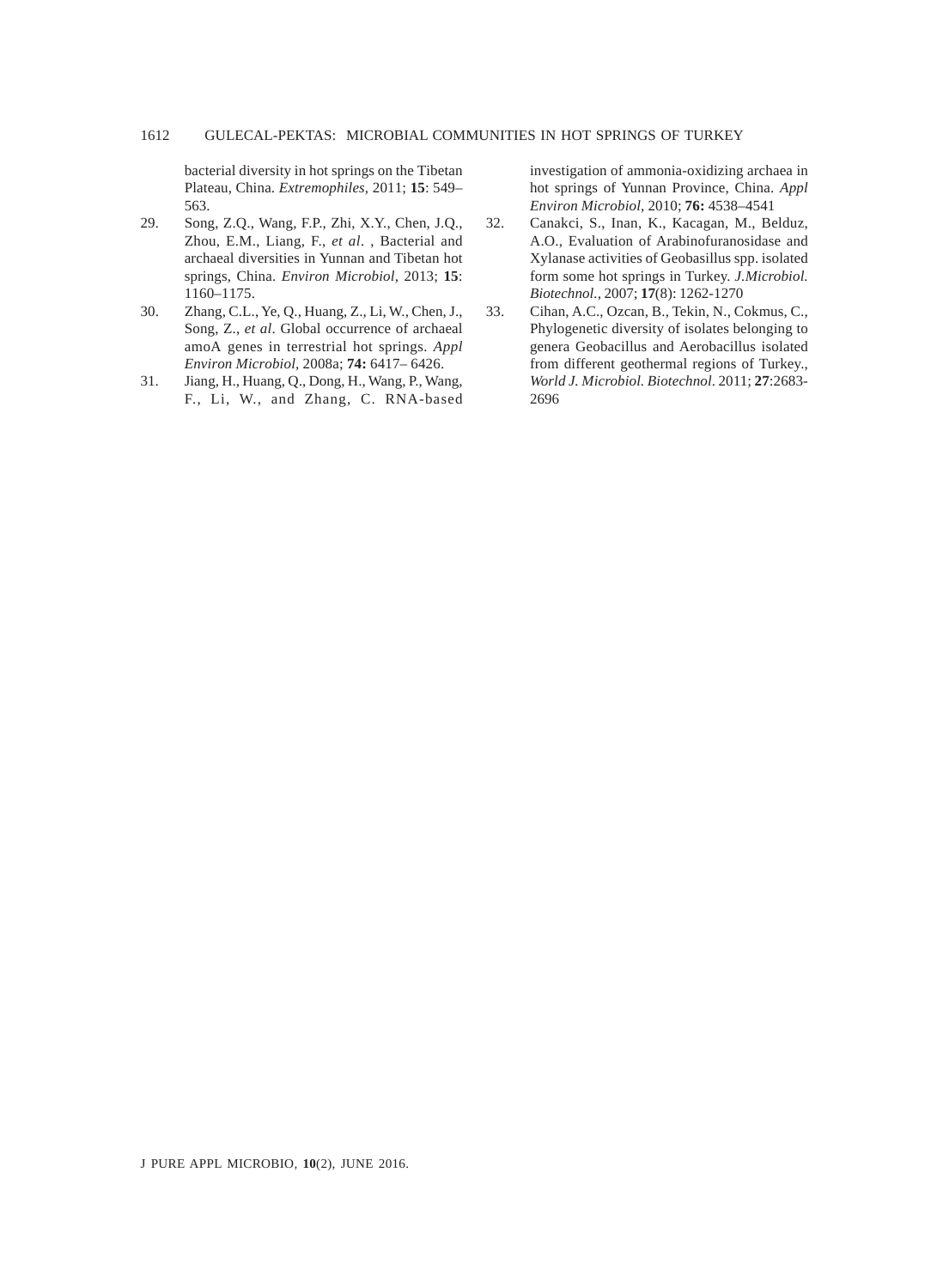bacterial diversity in hot springs on the Tibetan Plateau, China. *Extremophiles*, 2011; **15**: 549–563.

29. Song, Z.Q., Wang, F.P., Zhi, X.Y., Chen, J.Q., Zhou, E.M., Liang, F., *et al*. , Bacterial and archaeal diversities in Yunnan and Tibetan hot springs, China. *Environ Microbiol*, 2013; **15**: 1160–1175.
30. Zhang, C.L., Ye, Q., Huang, Z., Li, W., Chen, J., Song, Z., *et al*. Global occurrence of archaeal amoA genes in terrestrial hot springs. *Appl Environ Microbiol*, 2008a; **74:** 6417– 6426.
31. Jiang, H., Huang, Q., Dong, H., Wang, P., Wang, F., Li, W., and Zhang, C. RNA-based investigation of ammonia-oxidizing archaea in hot springs of Yunnan Province, China. *Appl Environ Microbiol*, 2010; **76:** 4538–4541
32. Canakci, S., Inan, K., Kacagan, M., Belduz, A.O., Evaluation of Arabinofuranosidase and Xylanase activities of Geobasillus spp. isolated form some hot springs in Turkey. *J.Microbiol. Biotechnol.*, 2007; **17**(8): 1262-1270
33. Cihan, A.C., Ozcan, B., Tekin, N., Cokmus, C., Phylogenetic diversity of isolates belonging to genera Geobacillus and Aerobacillus isolated from different geothermal regions of Turkey., *World J. Microbiol. Biotechnol*. 2011; **27**:2683-2696